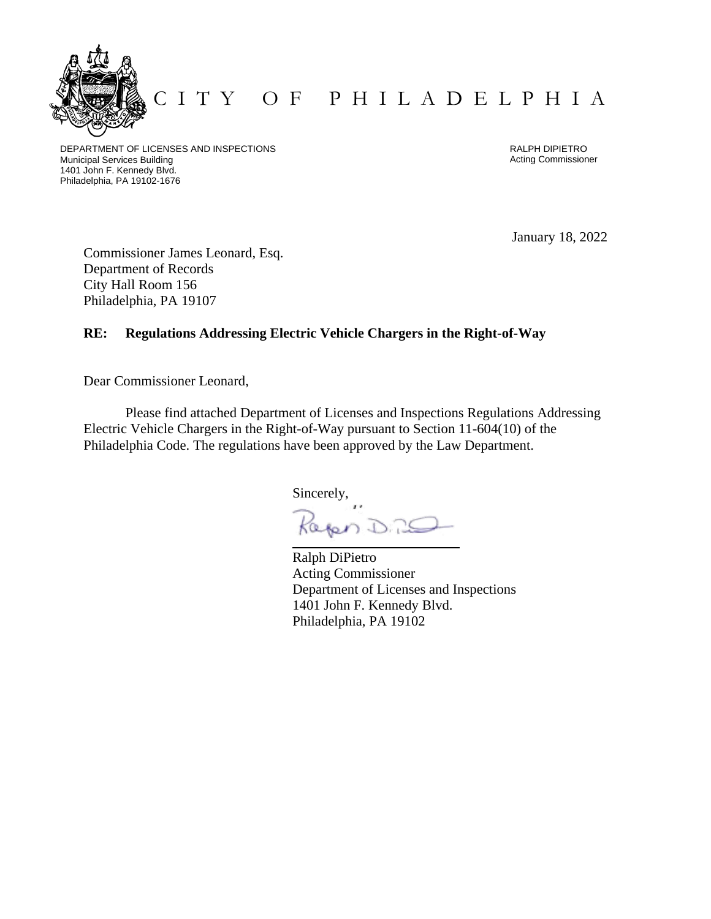# CITY OF PHILADELPHIA

DEPARTMENT OF LICENSES AND INSPECTIONS
Municipal Services Building
1401 John F. Kennedy Blvd.
Philadelphia, PA 19102-1676

RALPH DIPIETRO
Acting Commissioner

January 18, 2022

Commissioner James Leonard, Esq.
Department of Records
City Hall Room 156
Philadelphia, PA 19107

**RE: Regulations Addressing Electric Vehicle Chargers in the Right-of-Way**

Dear Commissioner Leonard,

Please find attached Department of Licenses and Inspections Regulations Addressing Electric Vehicle Chargers in the Right-of-Way pursuant to Section 11-604(10) of the Philadelphia Code. The regulations have been approved by the Law Department.

Sincerely,

Ralph DiPietro
Acting Commissioner
Department of Licenses and Inspections
1401 John F. Kennedy Blvd.
Philadelphia, PA 19102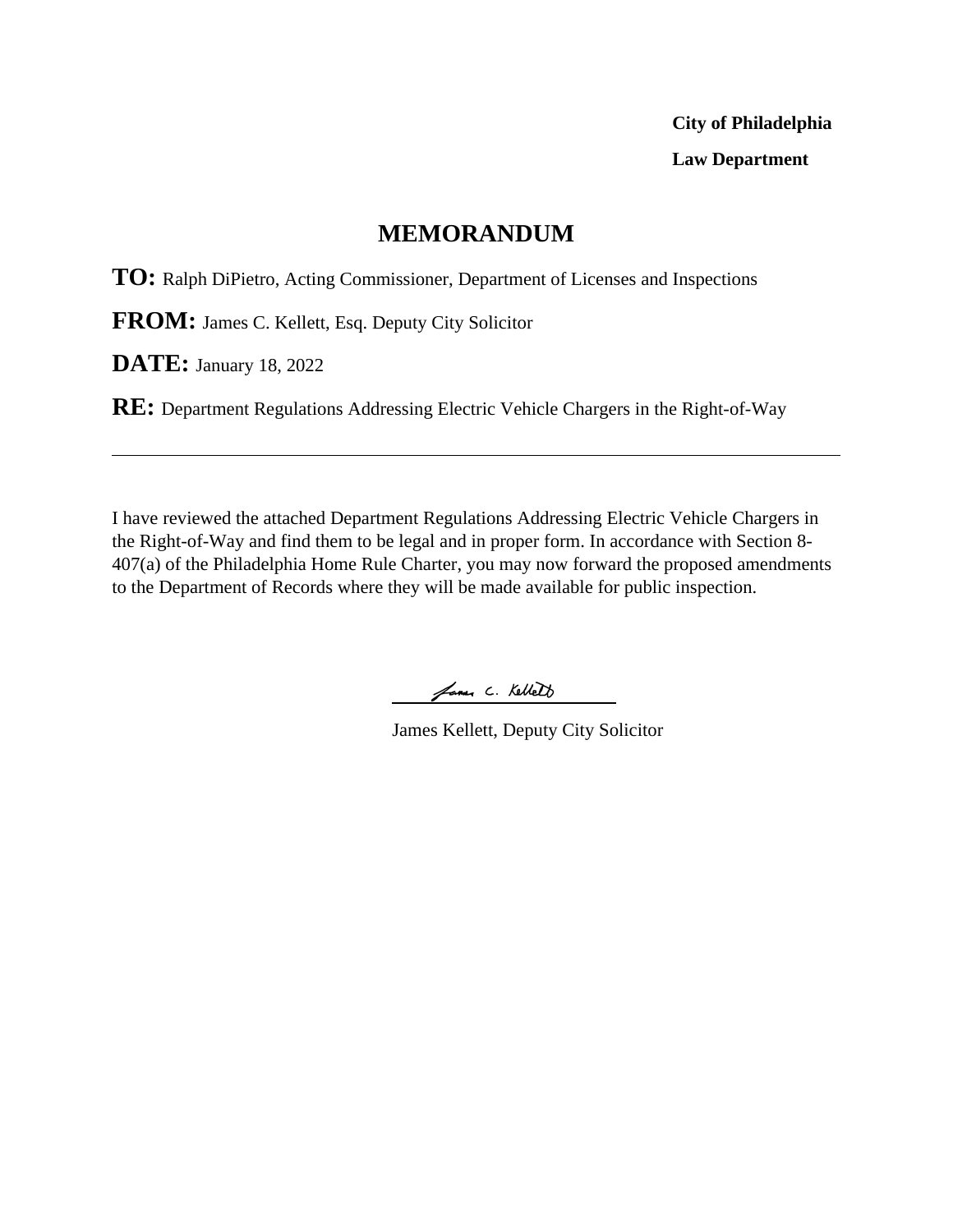**City of Philadelphia**

**Law Department**

# MEMORANDUM

**TO:** Ralph DiPietro, Acting Commissioner, Department of Licenses and Inspections

**FROM:** James C. Kellett, Esq. Deputy City Solicitor

**DATE:** January 18, 2022

**RE:** Department Regulations Addressing Electric Vehicle Chargers in the Right-of-Way

---

I have reviewed the attached Department Regulations Addressing Electric Vehicle Chargers in the Right-of-Way and find them to be legal and in proper form. In accordance with Section 8-407(a) of the Philadelphia Home Rule Charter, you may now forward the proposed amendments to the Department of Records where they will be made available for public inspection.

James C. Kellett

James Kellett, Deputy City Solicitor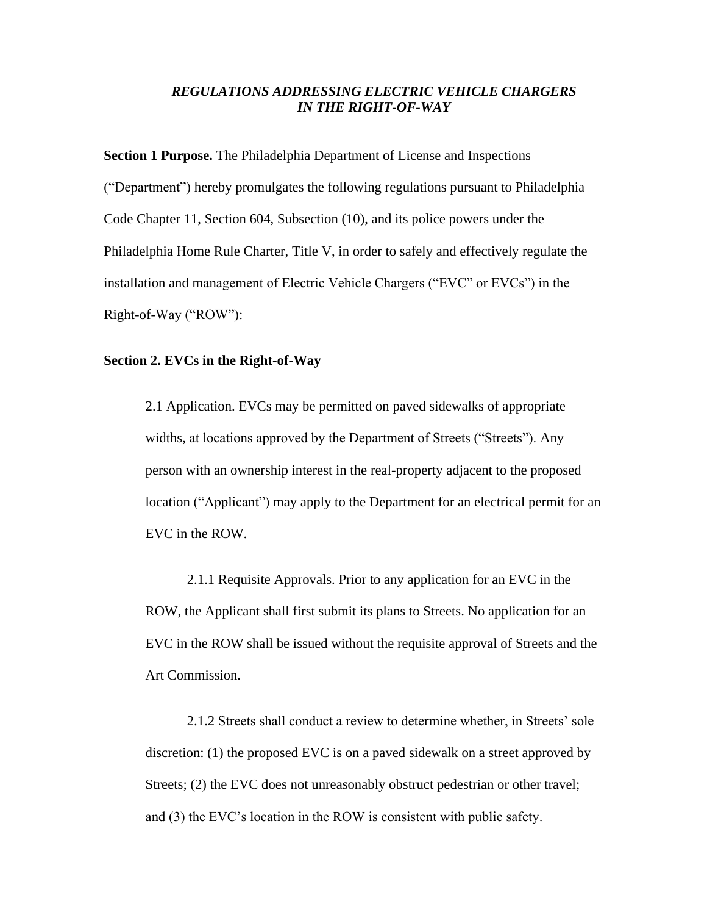***REGULATIONS ADDRESSING ELECTRIC VEHICLE CHARGERS IN THE RIGHT-OF-WAY***

**Section 1 Purpose.** The Philadelphia Department of License and Inspections ("Department") hereby promulgates the following regulations pursuant to Philadelphia Code Chapter 11, Section 604, Subsection (10), and its police powers under the Philadelphia Home Rule Charter, Title V, in order to safely and effectively regulate the installation and management of Electric Vehicle Chargers ("EVC" or EVCs") in the Right-of-Way ("ROW"):

**Section 2. EVCs in the Right-of-Way**

2.1 Application. EVCs may be permitted on paved sidewalks of appropriate widths, at locations approved by the Department of Streets ("Streets"). Any person with an ownership interest in the real-property adjacent to the proposed location ("Applicant") may apply to the Department for an electrical permit for an EVC in the ROW.

2.1.1 Requisite Approvals. Prior to any application for an EVC in the ROW, the Applicant shall first submit its plans to Streets. No application for an EVC in the ROW shall be issued without the requisite approval of Streets and the Art Commission.

2.1.2 Streets shall conduct a review to determine whether, in Streets' sole discretion: (1) the proposed EVC is on a paved sidewalk on a street approved by Streets; (2) the EVC does not unreasonably obstruct pedestrian or other travel; and (3) the EVC's location in the ROW is consistent with public safety.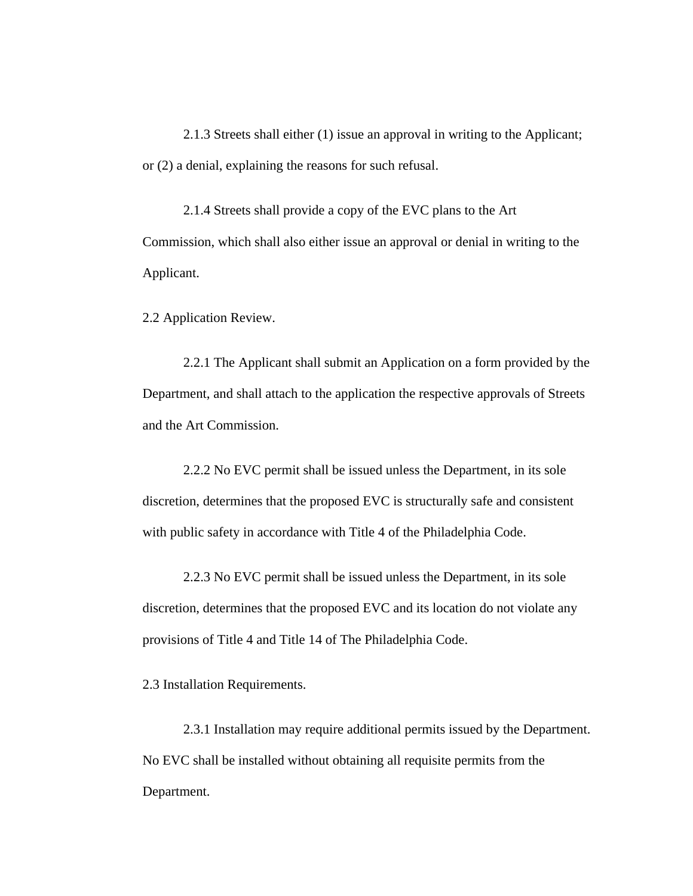2.1.3 Streets shall either (1) issue an approval in writing to the Applicant; or (2) a denial, explaining the reasons for such refusal.

2.1.4 Streets shall provide a copy of the EVC plans to the Art Commission, which shall also either issue an approval or denial in writing to the Applicant.

2.2 Application Review.

2.2.1 The Applicant shall submit an Application on a form provided by the Department, and shall attach to the application the respective approvals of Streets and the Art Commission.

2.2.2 No EVC permit shall be issued unless the Department, in its sole discretion, determines that the proposed EVC is structurally safe and consistent with public safety in accordance with Title 4 of the Philadelphia Code.

2.2.3 No EVC permit shall be issued unless the Department, in its sole discretion, determines that the proposed EVC and its location do not violate any provisions of Title 4 and Title 14 of The Philadelphia Code.

2.3 Installation Requirements.

2.3.1 Installation may require additional permits issued by the Department. No EVC shall be installed without obtaining all requisite permits from the Department.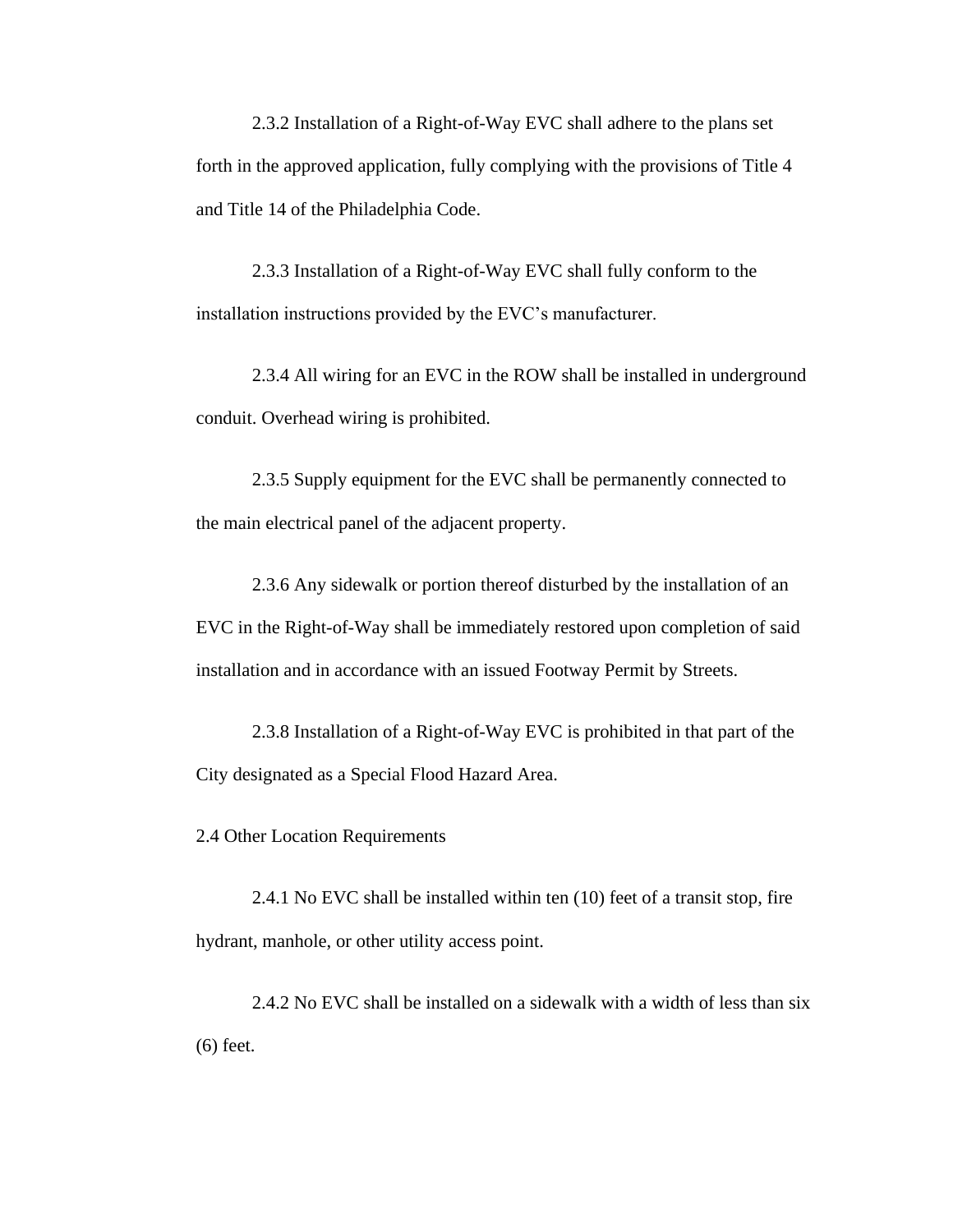2.3.2 Installation of a Right-of-Way EVC shall adhere to the plans set forth in the approved application, fully complying with the provisions of Title 4 and Title 14 of the Philadelphia Code.

2.3.3 Installation of a Right-of-Way EVC shall fully conform to the installation instructions provided by the EVC's manufacturer.

2.3.4 All wiring for an EVC in the ROW shall be installed in underground conduit. Overhead wiring is prohibited.

2.3.5 Supply equipment for the EVC shall be permanently connected to the main electrical panel of the adjacent property.

2.3.6 Any sidewalk or portion thereof disturbed by the installation of an EVC in the Right-of-Way shall be immediately restored upon completion of said installation and in accordance with an issued Footway Permit by Streets.

2.3.8 Installation of a Right-of-Way EVC is prohibited in that part of the City designated as a Special Flood Hazard Area.

2.4 Other Location Requirements

2.4.1 No EVC shall be installed within ten (10) feet of a transit stop, fire hydrant, manhole, or other utility access point.

2.4.2 No EVC shall be installed on a sidewalk with a width of less than six (6) feet.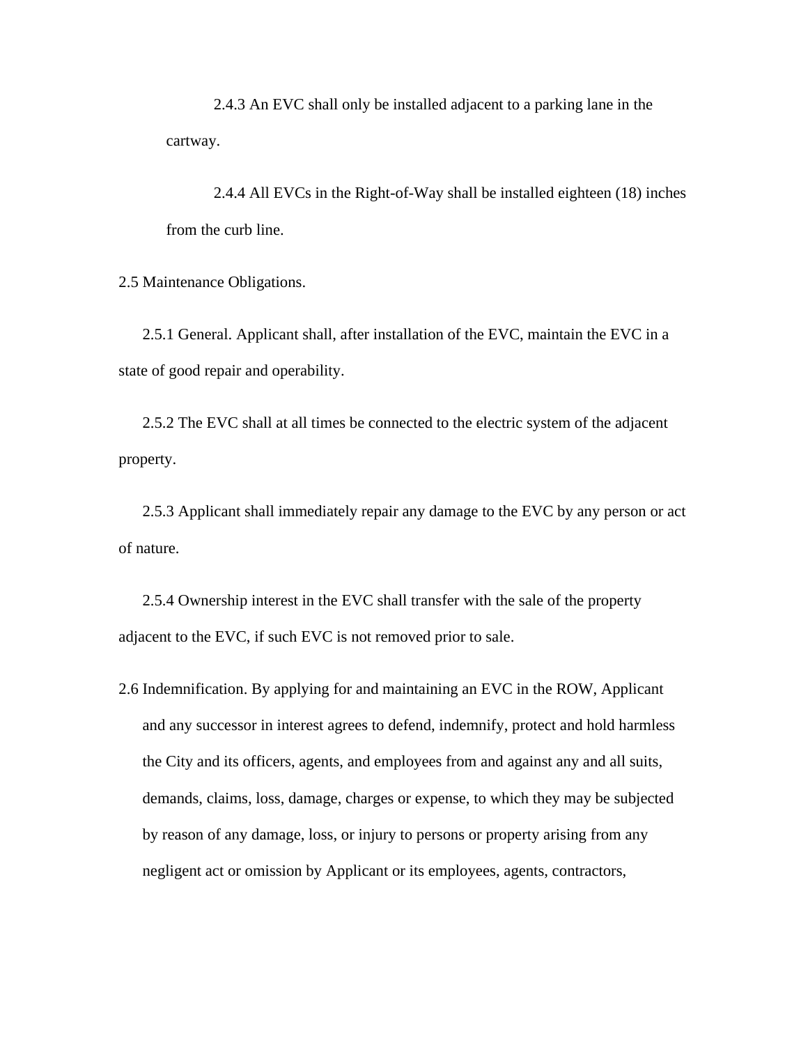2.4.3 An EVC shall only be installed adjacent to a parking lane in the cartway.

2.4.4 All EVCs in the Right-of-Way shall be installed eighteen (18) inches from the curb line.

2.5 Maintenance Obligations.

2.5.1 General. Applicant shall, after installation of the EVC, maintain the EVC in a state of good repair and operability.

2.5.2 The EVC shall at all times be connected to the electric system of the adjacent property.

2.5.3 Applicant shall immediately repair any damage to the EVC by any person or act of nature.

2.5.4 Ownership interest in the EVC shall transfer with the sale of the property adjacent to the EVC, if such EVC is not removed prior to sale.

2.6 Indemnification. By applying for and maintaining an EVC in the ROW, Applicant and any successor in interest agrees to defend, indemnify, protect and hold harmless the City and its officers, agents, and employees from and against any and all suits, demands, claims, loss, damage, charges or expense, to which they may be subjected by reason of any damage, loss, or injury to persons or property arising from any negligent act or omission by Applicant or its employees, agents, contractors,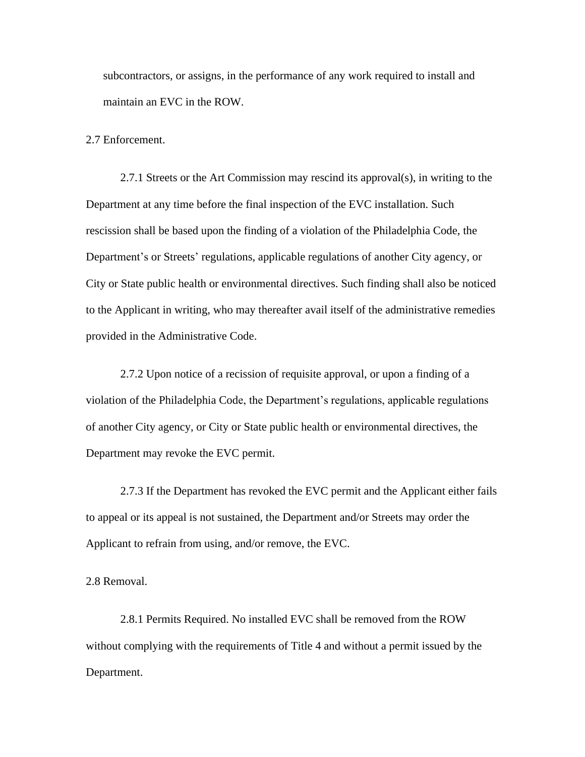subcontractors, or assigns, in the performance of any work required to install and maintain an EVC in the ROW.

2.7 Enforcement.

2.7.1 Streets or the Art Commission may rescind its approval(s), in writing to the Department at any time before the final inspection of the EVC installation. Such rescission shall be based upon the finding of a violation of the Philadelphia Code, the Department's or Streets' regulations, applicable regulations of another City agency, or City or State public health or environmental directives. Such finding shall also be noticed to the Applicant in writing, who may thereafter avail itself of the administrative remedies provided in the Administrative Code.

2.7.2 Upon notice of a recission of requisite approval, or upon a finding of a violation of the Philadelphia Code, the Department's regulations, applicable regulations of another City agency, or City or State public health or environmental directives, the Department may revoke the EVC permit.

2.7.3 If the Department has revoked the EVC permit and the Applicant either fails to appeal or its appeal is not sustained, the Department and/or Streets may order the Applicant to refrain from using, and/or remove, the EVC.

2.8 Removal.

2.8.1 Permits Required. No installed EVC shall be removed from the ROW without complying with the requirements of Title 4 and without a permit issued by the Department.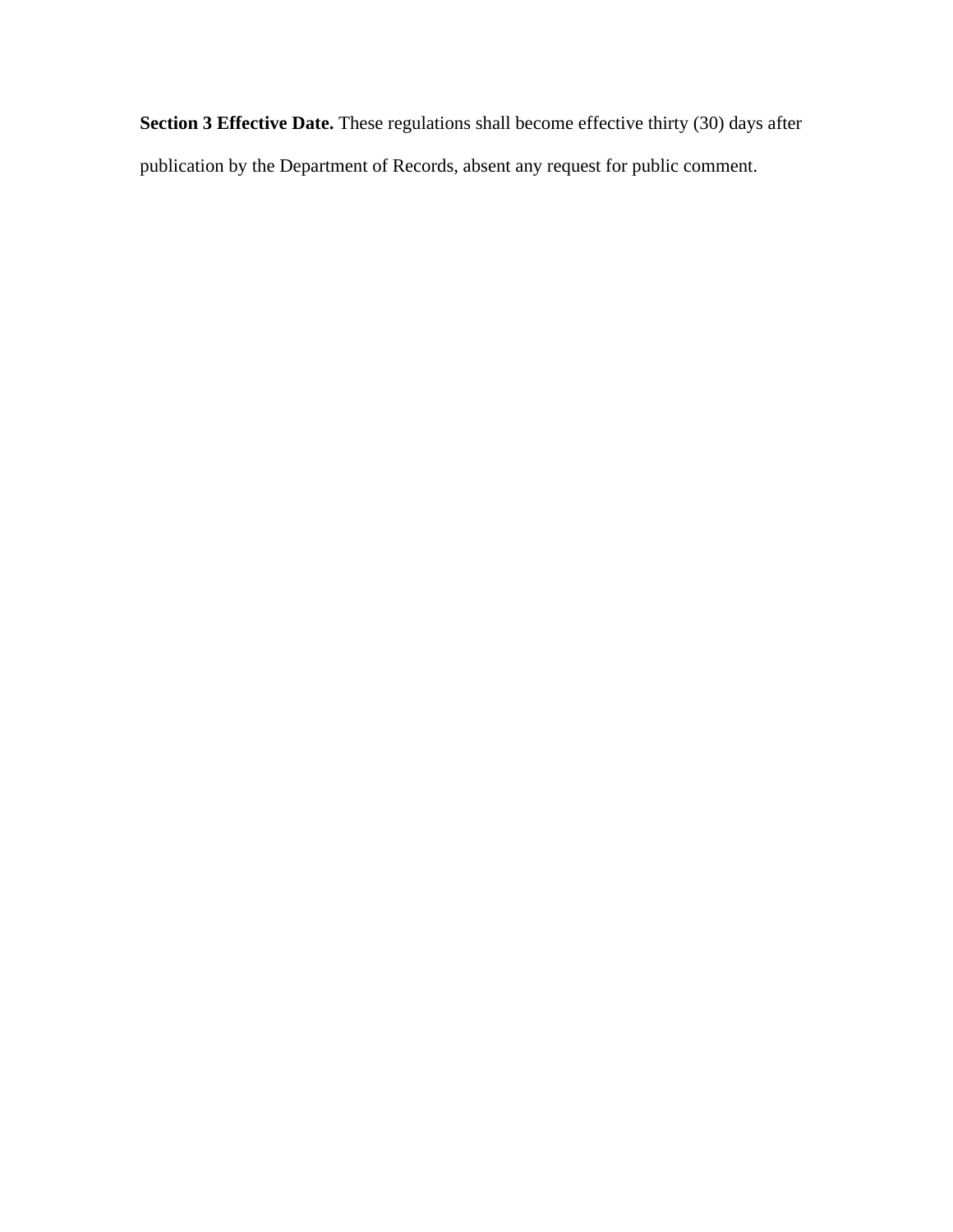**Section 3 Effective Date.** These regulations shall become effective thirty (30) days after publication by the Department of Records, absent any request for public comment.